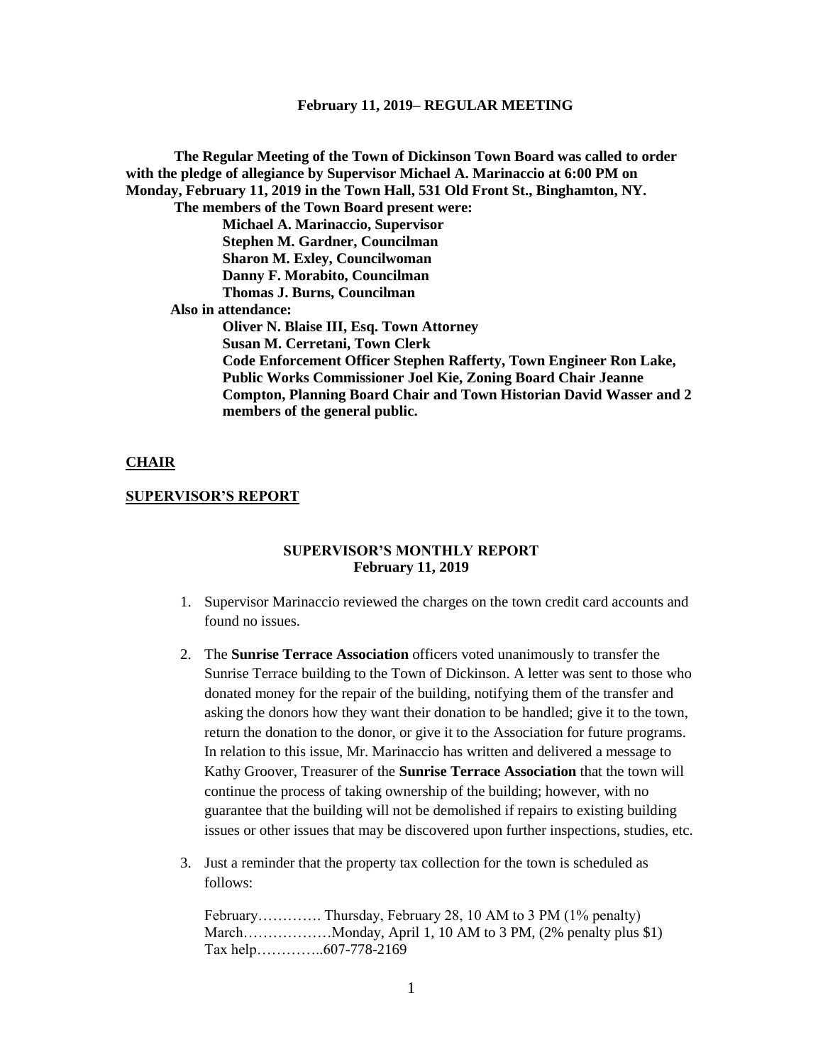**February 11, 2019– REGULAR MEETING**

**The Regular Meeting of the Town of Dickinson Town Board was called to order with the pledge of allegiance by Supervisor Michael A. Marinaccio at 6:00 PM on Monday, February 11, 2019 in the Town Hall, 531 Old Front St., Binghamton, NY.**

**The members of the Town Board present were:**

**Michael A. Marinaccio, Supervisor**
**Stephen M. Gardner, Councilman**
**Sharon M. Exley, Councilwoman**
**Danny F. Morabito, Councilman**
**Thomas J. Burns, Councilman**

**Also in attendance:**

**Oliver N. Blaise III, Esq. Town Attorney**
**Susan M. Cerretani, Town Clerk**
**Code Enforcement Officer Stephen Rafferty, Town Engineer Ron Lake, Public Works Commissioner Joel Kie, Zoning Board Chair Jeanne Compton, Planning Board Chair and Town Historian David Wasser and 2 members of the general public.**

**CHAIR**

**SUPERVISOR'S REPORT**

**SUPERVISOR'S MONTHLY REPORT**
**February 11, 2019**

1. Supervisor Marinaccio reviewed the charges on the town credit card accounts and found no issues.

2. The **Sunrise Terrace Association** officers voted unanimously to transfer the Sunrise Terrace building to the Town of Dickinson. A letter was sent to those who donated money for the repair of the building, notifying them of the transfer and asking the donors how they want their donation to be handled; give it to the town, return the donation to the donor, or give it to the Association for future programs. In relation to this issue, Mr. Marinaccio has written and delivered a message to Kathy Groover, Treasurer of the **Sunrise Terrace Association** that the town will continue the process of taking ownership of the building; however, with no guarantee that the building will not be demolished if repairs to existing building issues or other issues that may be discovered upon further inspections, studies, etc.

3. Just a reminder that the property tax collection for the town is scheduled as follows:

   February…………. Thursday, February 28, 10 AM to 3 PM (1% penalty)
   March………………Monday, April 1, 10 AM to 3 PM, (2% penalty plus $1)
   Tax help…………..607-778-2169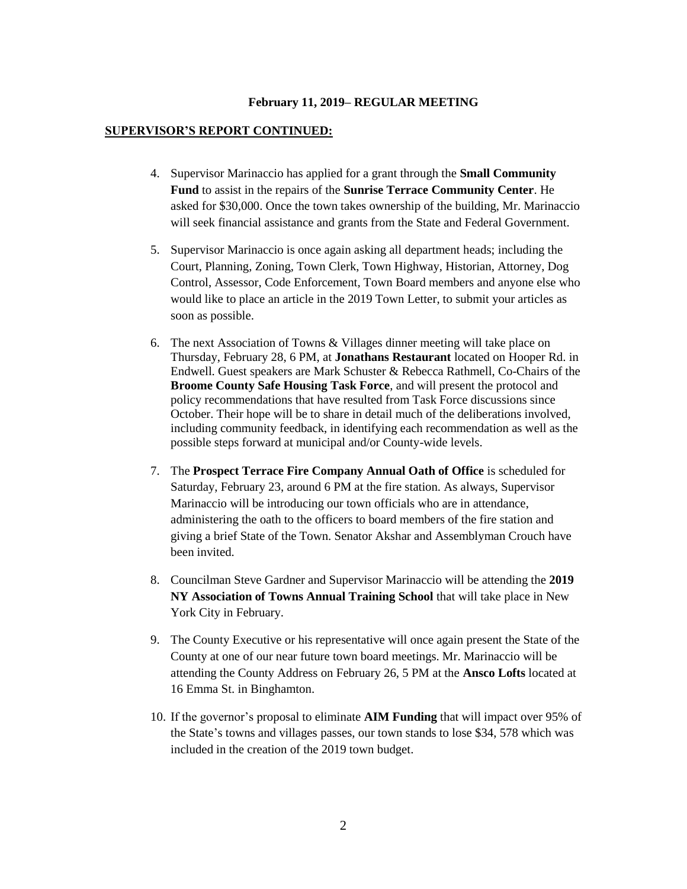**February 11, 2019– REGULAR MEETING**

**SUPERVISOR'S REPORT CONTINUED:**

4. Supervisor Marinaccio has applied for a grant through the **Small Community Fund** to assist in the repairs of the **Sunrise Terrace Community Center**. He asked for $30,000. Once the town takes ownership of the building, Mr. Marinaccio will seek financial assistance and grants from the State and Federal Government.

5. Supervisor Marinaccio is once again asking all department heads; including the Court, Planning, Zoning, Town Clerk, Town Highway, Historian, Attorney, Dog Control, Assessor, Code Enforcement, Town Board members and anyone else who would like to place an article in the 2019 Town Letter, to submit your articles as soon as possible.

6. The next Association of Towns & Villages dinner meeting will take place on Thursday, February 28, 6 PM, at **Jonathans Restaurant** located on Hooper Rd. in Endwell. Guest speakers are Mark Schuster & Rebecca Rathmell, Co-Chairs of the **Broome County Safe Housing Task Force**, and will present the protocol and policy recommendations that have resulted from Task Force discussions since October. Their hope will be to share in detail much of the deliberations involved, including community feedback, in identifying each recommendation as well as the possible steps forward at municipal and/or County-wide levels.

7. The **Prospect Terrace Fire Company Annual Oath of Office** is scheduled for Saturday, February 23, around 6 PM at the fire station. As always, Supervisor Marinaccio will be introducing our town officials who are in attendance, administering the oath to the officers to board members of the fire station and giving a brief State of the Town. Senator Akshar and Assemblyman Crouch have been invited.

8. Councilman Steve Gardner and Supervisor Marinaccio will be attending the **2019 NY Association of Towns Annual Training School** that will take place in New York City in February.

9. The County Executive or his representative will once again present the State of the County at one of our near future town board meetings. Mr. Marinaccio will be attending the County Address on February 26, 5 PM at the **Ansco Lofts** located at 16 Emma St. in Binghamton.

10. If the governor's proposal to eliminate **AIM Funding** that will impact over 95% of the State's towns and villages passes, our town stands to lose $34, 578 which was included in the creation of the 2019 town budget.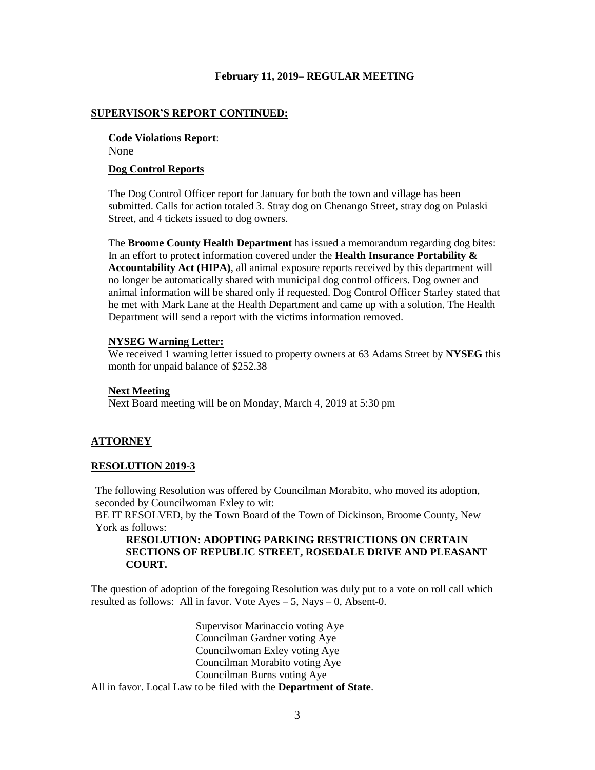**February 11, 2019– REGULAR MEETING**

## SUPERVISOR'S REPORT CONTINUED:

**Code Violations Report**:
None

### Dog Control Reports

The Dog Control Officer report for January for both the town and village has been submitted. Calls for action totaled 3. Stray dog on Chenango Street, stray dog on Pulaski Street, and 4 tickets issued to dog owners.

The **Broome County Health Department** has issued a memorandum regarding dog bites: In an effort to protect information covered under the **Health Insurance Portability & Accountability Act (HIPA)**, all animal exposure reports received by this department will no longer be automatically shared with municipal dog control officers. Dog owner and animal information will be shared only if requested. Dog Control Officer Starley stated that he met with Mark Lane at the Health Department and came up with a solution. The Health Department will send a report with the victims information removed.

### NYSEG Warning Letter:

We received 1 warning letter issued to property owners at 63 Adams Street by **NYSEG** this month for unpaid balance of $252.38

### Next Meeting

Next Board meeting will be on Monday, March 4, 2019 at 5:30 pm

## ATTORNEY

## RESOLUTION 2019-3

The following Resolution was offered by Councilman Morabito, who moved its adoption, seconded by Councilwoman Exley to wit:
BE IT RESOLVED, by the Town Board of the Town of Dickinson, Broome County, New York as follows:

**RESOLUTION: ADOPTING PARKING RESTRICTIONS ON CERTAIN SECTIONS OF REPUBLIC STREET, ROSEDALE DRIVE AND PLEASANT COURT.**

The question of adoption of the foregoing Resolution was duly put to a vote on roll call which resulted as follows: All in favor. Vote Ayes – 5, Nays – 0, Absent-0.

Supervisor Marinaccio voting Aye
Councilman Gardner voting Aye
Councilwoman Exley voting Aye
Councilman Morabito voting Aye
Councilman Burns voting Aye

All in favor. Local Law to be filed with the **Department of State**.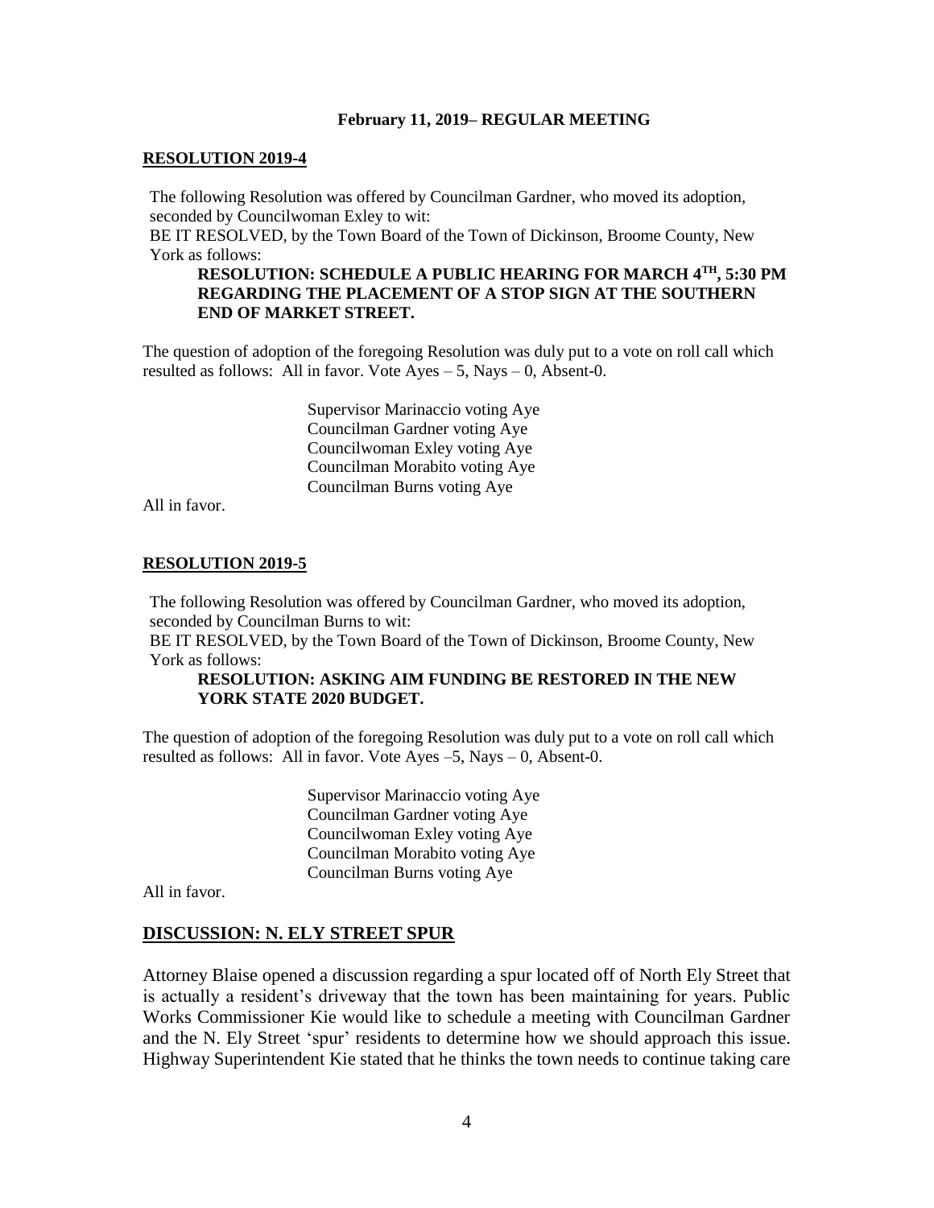**February 11, 2019– REGULAR MEETING**

**RESOLUTION 2019-4**

The following Resolution was offered by Councilman Gardner, who moved its adoption, seconded by Councilwoman Exley to wit:
BE IT RESOLVED, by the Town Board of the Town of Dickinson, Broome County, New York as follows:

**RESOLUTION: SCHEDULE A PUBLIC HEARING FOR MARCH 4TH, 5:30 PM REGARDING THE PLACEMENT OF A STOP SIGN AT THE SOUTHERN END OF MARKET STREET.**

The question of adoption of the foregoing Resolution was duly put to a vote on roll call which resulted as follows: All in favor. Vote Ayes – 5, Nays – 0, Absent-0.

Supervisor Marinaccio voting Aye
Councilman Gardner voting Aye
Councilwoman Exley voting Aye
Councilman Morabito voting Aye
Councilman Burns voting Aye

All in favor.

**RESOLUTION 2019-5**

The following Resolution was offered by Councilman Gardner, who moved its adoption, seconded by Councilman Burns to wit:
BE IT RESOLVED, by the Town Board of the Town of Dickinson, Broome County, New York as follows:

**RESOLUTION: ASKING AIM FUNDING BE RESTORED IN THE NEW YORK STATE 2020 BUDGET.**

The question of adoption of the foregoing Resolution was duly put to a vote on roll call which resulted as follows: All in favor. Vote Ayes –5, Nays – 0, Absent-0.

Supervisor Marinaccio voting Aye
Councilman Gardner voting Aye
Councilwoman Exley voting Aye
Councilman Morabito voting Aye
Councilman Burns voting Aye

All in favor.

**DISCUSSION: N. ELY STREET SPUR**

Attorney Blaise opened a discussion regarding a spur located off of North Ely Street that is actually a resident's driveway that the town has been maintaining for years. Public Works Commissioner Kie would like to schedule a meeting with Councilman Gardner and the N. Ely Street 'spur' residents to determine how we should approach this issue. Highway Superintendent Kie stated that he thinks the town needs to continue taking care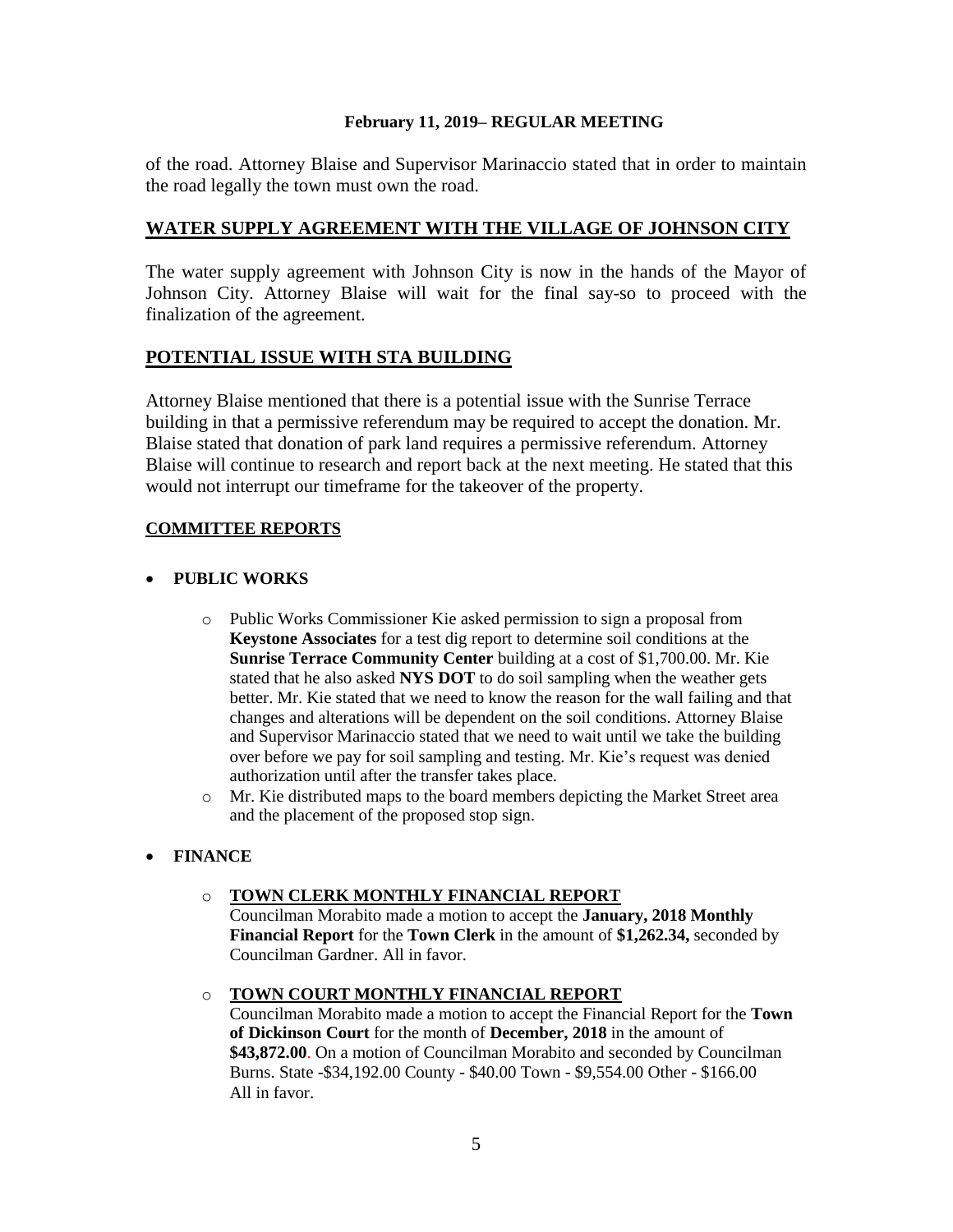of the road. Attorney Blaise and Supervisor Marinaccio stated that in order to maintain the road legally the town must own the road.

## WATER SUPPLY AGREEMENT WITH THE VILLAGE OF JOHNSON CITY

The water supply agreement with Johnson City is now in the hands of the Mayor of Johnson City. Attorney Blaise will wait for the final say-so to proceed with the finalization of the agreement.

## POTENTIAL ISSUE WITH STA BUILDING

Attorney Blaise mentioned that there is a potential issue with the Sunrise Terrace building in that a permissive referendum may be required to accept the donation. Mr. Blaise stated that donation of park land requires a permissive referendum. Attorney Blaise will continue to research and report back at the next meeting. He stated that this would not interrupt our timeframe for the takeover of the property.

## COMMITTEE REPORTS

- **PUBLIC WORKS**
  - Public Works Commissioner Kie asked permission to sign a proposal from **Keystone Associates** for a test dig report to determine soil conditions at the **Sunrise Terrace Community Center** building at a cost of $1,700.00. Mr. Kie stated that he also asked **NYS DOT** to do soil sampling when the weather gets better. Mr. Kie stated that we need to know the reason for the wall failing and that changes and alterations will be dependent on the soil conditions. Attorney Blaise and Supervisor Marinaccio stated that we need to wait until we take the building over before we pay for soil sampling and testing. Mr. Kie's request was denied authorization until after the transfer takes place.
  - Mr. Kie distributed maps to the board members depicting the Market Street area and the placement of the proposed stop sign.

- **FINANCE**
  - **TOWN CLERK MONTHLY FINANCIAL REPORT**
    Councilman Morabito made a motion to accept the **January, 2018 Monthly Financial Report** for the **Town Clerk** in the amount of **$1,262.34,** seconded by Councilman Gardner. All in favor.
  - **TOWN COURT MONTHLY FINANCIAL REPORT**
    Councilman Morabito made a motion to accept the Financial Report for the **Town of Dickinson Court** for the month of **December, 2018** in the amount of **$43,872.00**. On a motion of Councilman Morabito and seconded by Councilman Burns. State -$34,192.00 County - $40.00 Town - $9,554.00 Other - $166.00
    All in favor.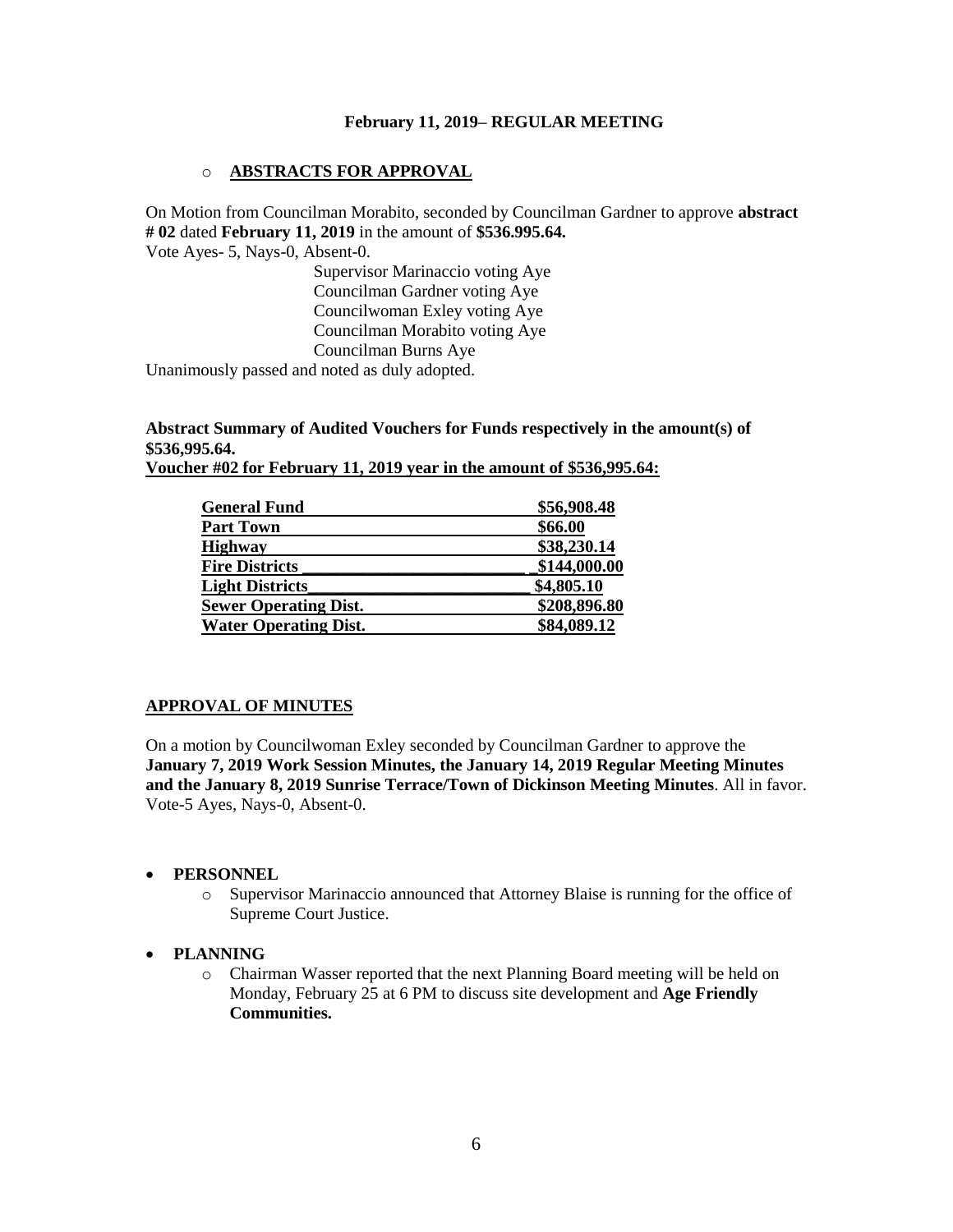**February 11, 2019– REGULAR MEETING**

- **ABSTRACTS FOR APPROVAL**

On Motion from Councilman Morabito, seconded by Councilman Gardner to approve **abstract # 02** dated **February 11, 2019** in the amount of **$536.995.64.**
Vote Ayes- 5, Nays-0, Absent-0.

Supervisor Marinaccio voting Aye
Councilman Gardner voting Aye
Councilwoman Exley voting Aye
Councilman Morabito voting Aye
Councilman Burns Aye

Unanimously passed and noted as duly adopted.

**Abstract Summary of Audited Vouchers for Funds respectively in the amount(s) of $536,995.64.**
**Voucher #02 for February 11, 2019 year in the amount of $536,995.64:**

| | |
|---|---|
| **General Fund** | **$56,908.48** |
| **Part Town** | **$66.00** |
| **Highway** | **$38,230.14** |
| **Fire Districts** | **$144,000.00** |
| **Light Districts** | **$4,805.10** |
| **Sewer Operating Dist.** | **$208,896.80** |
| **Water Operating Dist.** | **$84,089.12** |

**APPROVAL OF MINUTES**

On a motion by Councilwoman Exley seconded by Councilman Gardner to approve the **January 7, 2019 Work Session Minutes, the January 14, 2019 Regular Meeting Minutes and the January 8, 2019 Sunrise Terrace/Town of Dickinson Meeting Minutes**. All in favor. Vote-5 Ayes, Nays-0, Absent-0.

- **PERSONNEL**
  - Supervisor Marinaccio announced that Attorney Blaise is running for the office of Supreme Court Justice.
- **PLANNING**
  - Chairman Wasser reported that the next Planning Board meeting will be held on Monday, February 25 at 6 PM to discuss site development and **Age Friendly Communities.**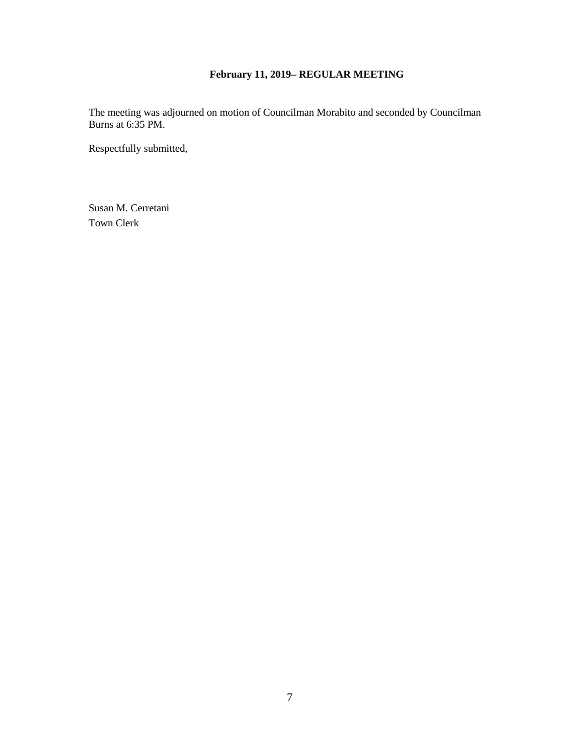**February 11, 2019– REGULAR MEETING**

The meeting was adjourned on motion of Councilman Morabito and seconded by Councilman Burns at 6:35 PM.

Respectfully submitted,

Susan M. Cerretani
Town Clerk